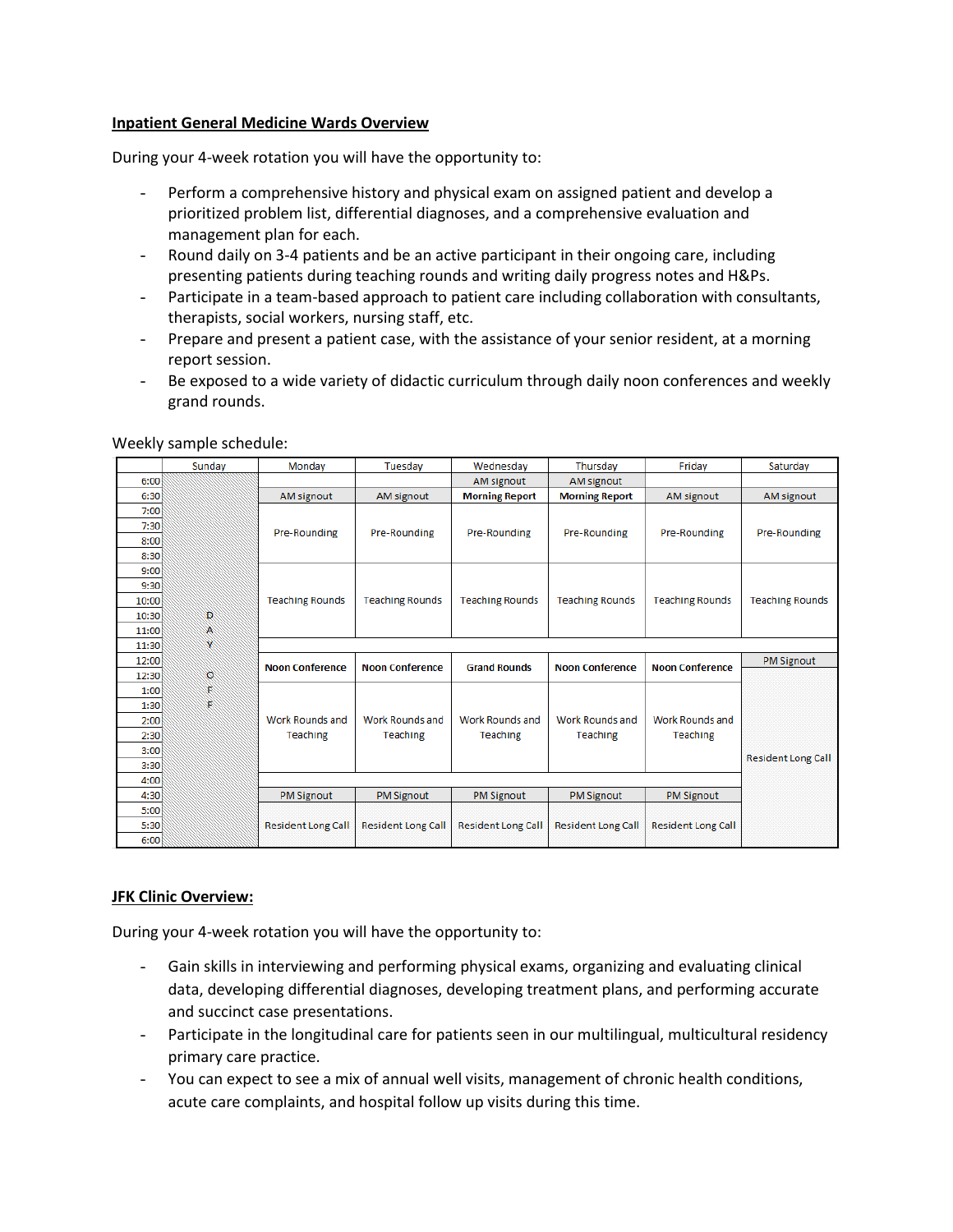**Inpatient General Medicine Wards Overview**

During your 4-week rotation you will have the opportunity to:

- Perform a comprehensive history and physical exam on assigned patient and develop a prioritized problem list, differential diagnoses, and a comprehensive evaluation and management plan for each.
- Round daily on 3-4 patients and be an active participant in their ongoing care, including presenting patients during teaching rounds and writing daily progress notes and H&Ps.
- Participate in a team-based approach to patient care including collaboration with consultants, therapists, social workers, nursing staff, etc.
- Prepare and present a patient case, with the assistance of your senior resident, at a morning report session.
- Be exposed to a wide variety of didactic curriculum through daily noon conferences and weekly grand rounds.

Weekly sample schedule:

| | Sunday | Monday | Tuesday | Wednesday | Thursday | Friday | Saturday |
|---|---|---|---|---|---|---|---|
| 6:00 | DAY OFF | | | AM signout | AM signout | | |
| 6:30 | | AM signout | AM signout | **Morning Report** | **Morning Report** | AM signout | AM signout |
| 7:00–8:30 | | Pre-Rounding | Pre-Rounding | Pre-Rounding | Pre-Rounding | Pre-Rounding | Pre-Rounding |
| 9:00–11:00 | | Teaching Rounds | Teaching Rounds | Teaching Rounds | Teaching Rounds | Teaching Rounds | Teaching Rounds |
| 11:30 | | | | | | | |
| 12:00 | | **Noon Conference** | **Noon Conference** | **Grand Rounds** | **Noon Conference** | **Noon Conference** | PM Signout |
| 12:30 | | **Noon Conference** | **Noon Conference** | **Grand Rounds** | **Noon Conference** | **Noon Conference** | Resident Long Call |
| 1:00–3:30 | | Work Rounds and Teaching | Work Rounds and Teaching | Work Rounds and Teaching | Work Rounds and Teaching | Work Rounds and Teaching | Resident Long Call |
| 4:00 | | | | | | | Resident Long Call |
| 4:30 | | PM Signout | PM Signout | PM Signout | PM Signout | PM Signout | Resident Long Call |
| 5:00–6:00 | | Resident Long Call | Resident Long Call | Resident Long Call | Resident Long Call | Resident Long Call | Resident Long Call |

**JFK Clinic Overview:**

During your 4-week rotation you will have the opportunity to:

- Gain skills in interviewing and performing physical exams, organizing and evaluating clinical data, developing differential diagnoses, developing treatment plans, and performing accurate and succinct case presentations.
- Participate in the longitudinal care for patients seen in our multilingual, multicultural residency primary care practice.
- You can expect to see a mix of annual well visits, management of chronic health conditions, acute care complaints, and hospital follow up visits during this time.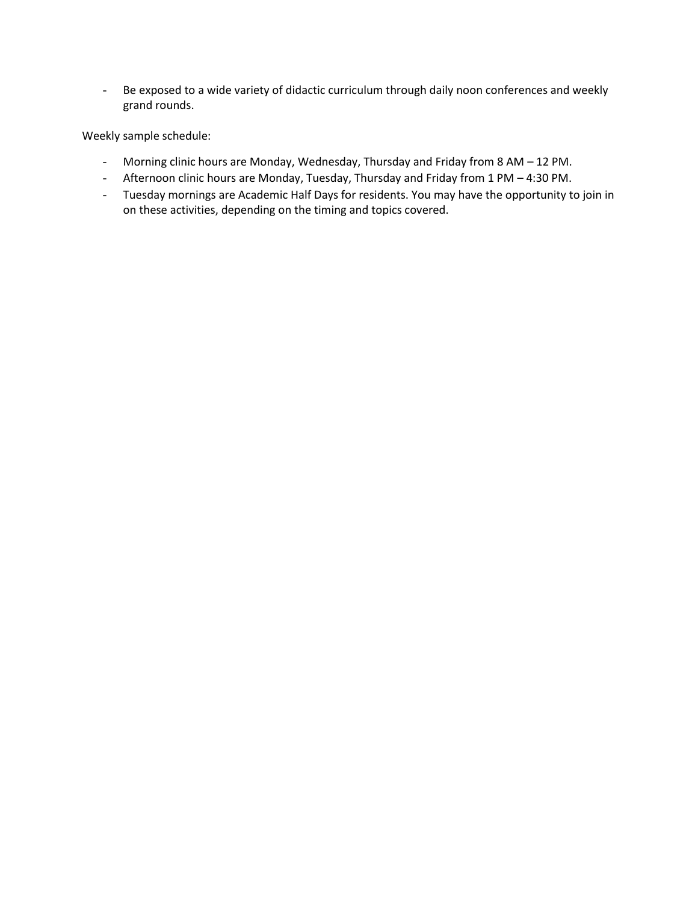- Be exposed to a wide variety of didactic curriculum through daily noon conferences and weekly grand rounds.

Weekly sample schedule:

- Morning clinic hours are Monday, Wednesday, Thursday and Friday from 8 AM – 12 PM.
- Afternoon clinic hours are Monday, Tuesday, Thursday and Friday from 1 PM – 4:30 PM.
- Tuesday mornings are Academic Half Days for residents. You may have the opportunity to join in on these activities, depending on the timing and topics covered.